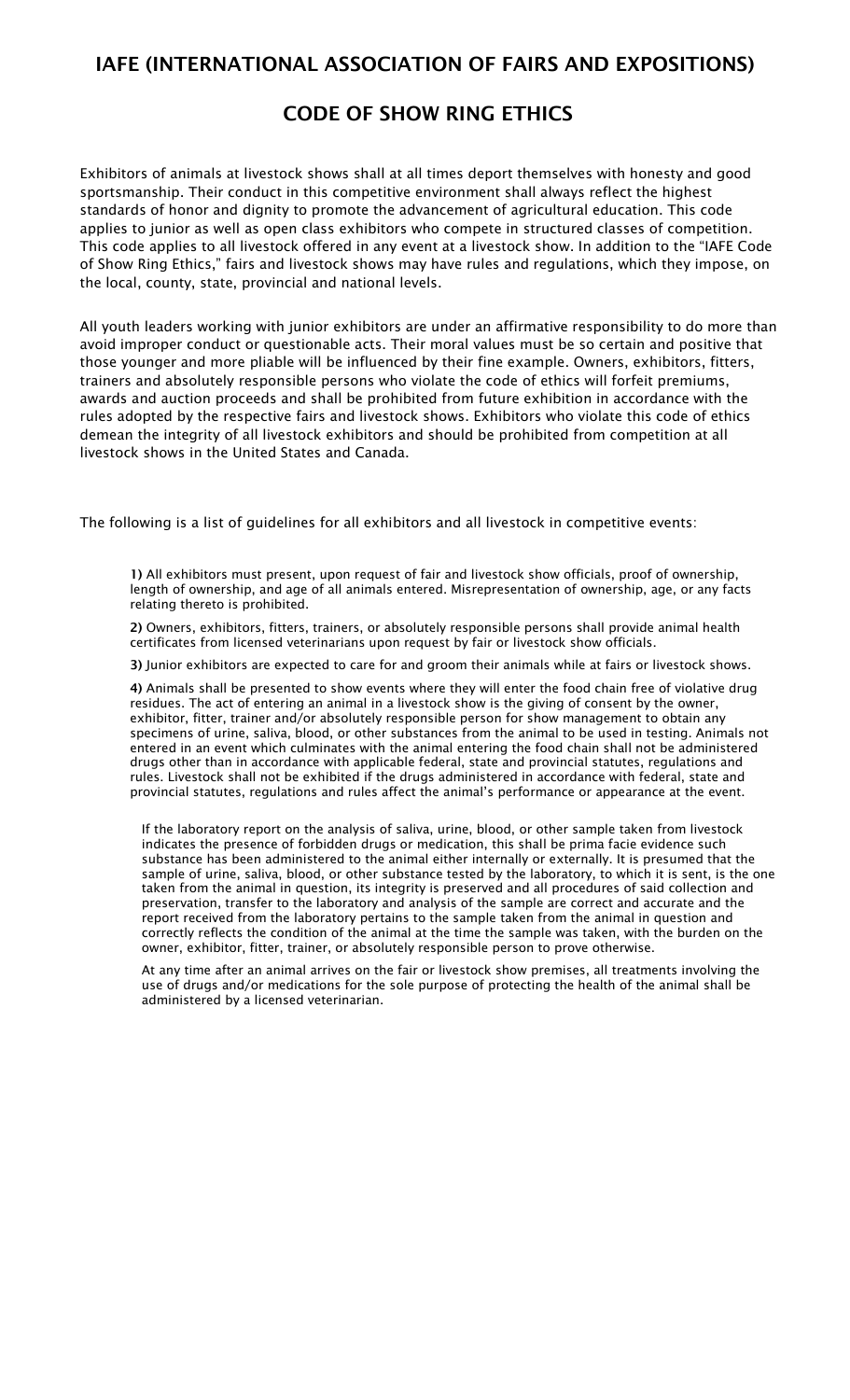## IAFE (INTERNATIONAL ASSOCIATION OF FAIRS AND EXPOSITIONS)

## CODE OF SHOW RING ETHICS

Exhibitors of animals at livestock shows shall at all times deport themselves with honesty and good sportsmanship. Their conduct in this competitive environment shall always reflect the highest standards of honor and dignity to promote the advancement of agricultural education. This code applies to junior as well as open class exhibitors who compete in structured classes of competition. This code applies to all livestock offered in any event at a livestock show. In addition to the "IAFE Code of Show Ring Ethics," fairs and livestock shows may have rules and regulations, which they impose, on the local, county, state, provincial and national levels.

All youth leaders working with junior exhibitors are under an affirmative responsibility to do more than avoid improper conduct or questionable acts. Their moral values must be so certain and positive that those younger and more pliable will be influenced by their fine example. Owners, exhibitors, fitters, trainers and absolutely responsible persons who violate the code of ethics will forfeit premiums, awards and auction proceeds and shall be prohibited from future exhibition in accordance with the rules adopted by the respective fairs and livestock shows. Exhibitors who violate this code of ethics demean the integrity of all livestock exhibitors and should be prohibited from competition at all livestock shows in the United States and Canada.

The following is a list of guidelines for all exhibitors and all livestock in competitive events:

**1)** All exhibitors must present, upon request of fair and livestock show officials, proof of ownership, length of ownership, and age of all animals entered. Misrepresentation of ownership, age, or any facts relating thereto is prohibited.

**2)** Owners, exhibitors, fitters, trainers, or absolutely responsible persons shall provide animal health certificates from licensed veterinarians upon request by fair or livestock show officials.

**3)** Junior exhibitors are expected to care for and groom their animals while at fairs or livestock shows.

**4)** Animals shall be presented to show events where they will enter the food chain free of violative drug residues. The act of entering an animal in a livestock show is the giving of consent by the owner, exhibitor, fitter, trainer and/or absolutely responsible person for show management to obtain any specimens of urine, saliva, blood, or other substances from the animal to be used in testing. Animals not entered in an event which culminates with the animal entering the food chain shall not be administered drugs other than in accordance with applicable federal, state and provincial statutes, regulations and rules. Livestock shall not be exhibited if the drugs administered in accordance with federal, state and provincial statutes, regulations and rules affect the animal's performance or appearance at the event.

If the laboratory report on the analysis of saliva, urine, blood, or other sample taken from livestock indicates the presence of forbidden drugs or medication, this shall be prima facie evidence such substance has been administered to the animal either internally or externally. It is presumed that the sample of urine, saliva, blood, or other substance tested by the laboratory, to which it is sent, is the one taken from the animal in question, its integrity is preserved and all procedures of said collection and preservation, transfer to the laboratory and analysis of the sample are correct and accurate and the report received from the laboratory pertains to the sample taken from the animal in question and correctly reflects the condition of the animal at the time the sample was taken, with the burden on the owner, exhibitor, fitter, trainer, or absolutely responsible person to prove otherwise.

At any time after an animal arrives on the fair or livestock show premises, all treatments involving the use of drugs and/or medications for the sole purpose of protecting the health of the animal shall be administered by a licensed veterinarian.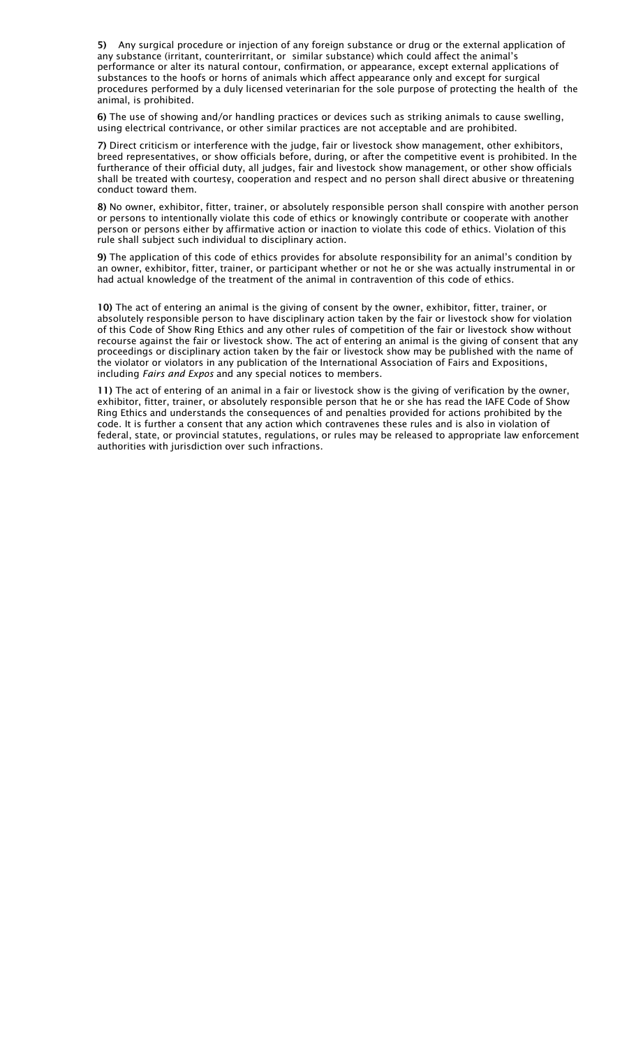**5)** Any surgical procedure or injection of any foreign substance or drug or the external application of any substance (irritant, counterirritant, or similar substance) which could affect the animal's performance or alter its natural contour, confirmation, or appearance, except external applications of substances to the hoofs or horns of animals which affect appearance only and except for surgical procedures performed by a duly licensed veterinarian for the sole purpose of protecting the health of the animal, is prohibited.

**6)** The use of showing and/or handling practices or devices such as striking animals to cause swelling, using electrical contrivance, or other similar practices are not acceptable and are prohibited.

**7)** Direct criticism or interference with the judge, fair or livestock show management, other exhibitors, breed representatives, or show officials before, during, or after the competitive event is prohibited. In the furtherance of their official duty, all judges, fair and livestock show management, or other show officials shall be treated with courtesy, cooperation and respect and no person shall direct abusive or threatening conduct toward them.

**8)** No owner, exhibitor, fitter, trainer, or absolutely responsible person shall conspire with another person or persons to intentionally violate this code of ethics or knowingly contribute or cooperate with another person or persons either by affirmative action or inaction to violate this code of ethics. Violation of this rule shall subject such individual to disciplinary action.

**9)** The application of this code of ethics provides for absolute responsibility for an animal's condition by an owner, exhibitor, fitter, trainer, or participant whether or not he or she was actually instrumental in or had actual knowledge of the treatment of the animal in contravention of this code of ethics.

**10)** The act of entering an animal is the giving of consent by the owner, exhibitor, fitter, trainer, or absolutely responsible person to have disciplinary action taken by the fair or livestock show for violation of this Code of Show Ring Ethics and any other rules of competition of the fair or livestock show without recourse against the fair or livestock show. The act of entering an animal is the giving of consent that any proceedings or disciplinary action taken by the fair or livestock show may be published with the name of the violator or violators in any publication of the International Association of Fairs and Expositions, including *Fairs and Expos* and any special notices to members.

**11)** The act of entering of an animal in a fair or livestock show is the giving of verification by the owner, exhibitor, fitter, trainer, or absolutely responsible person that he or she has read the IAFE Code of Show Ring Ethics and understands the consequences of and penalties provided for actions prohibited by the code. It is further a consent that any action which contravenes these rules and is also in violation of federal, state, or provincial statutes, regulations, or rules may be released to appropriate law enforcement authorities with jurisdiction over such infractions.